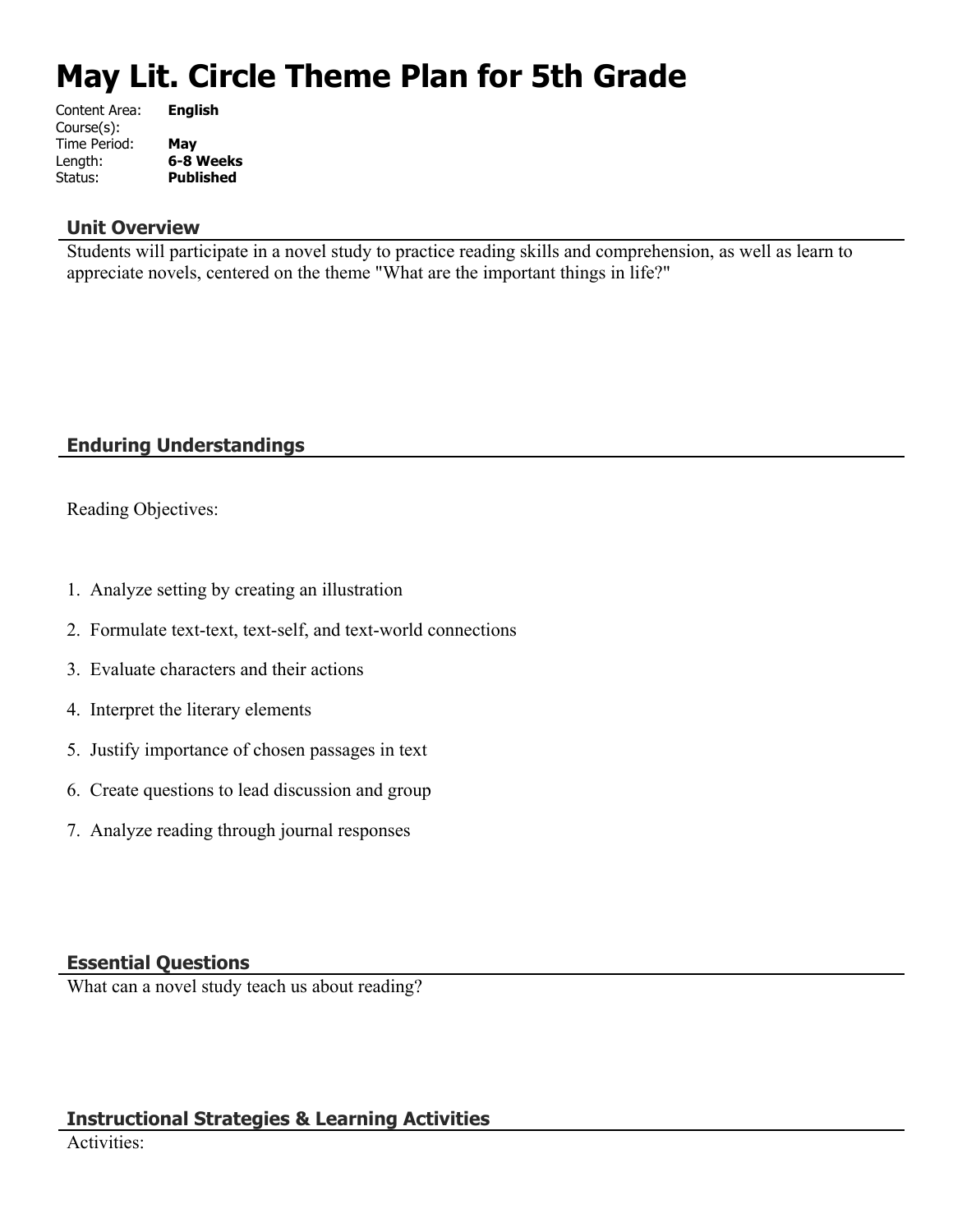# May Lit. Circle Theme Plan for 5th Grade

Content Area: **English**
Course(s):
Time Period: **May**
Length: **6-8 Weeks**
Status: **Published**

## Unit Overview

Students will participate in a novel study to practice reading skills and comprehension, as well as learn to appreciate novels, centered on the theme "What are the important things in life?"

## Enduring Understandings

Reading Objectives:

1. Analyze setting by creating an illustration
2. Formulate text-text, text-self, and text-world connections
3. Evaluate characters and their actions
4. Interpret the literary elements
5. Justify importance of chosen passages in text
6. Create questions to lead discussion and group
7. Analyze reading through journal responses

## Essential Questions

What can a novel study teach us about reading?

## Instructional Strategies & Learning Activities

Activities: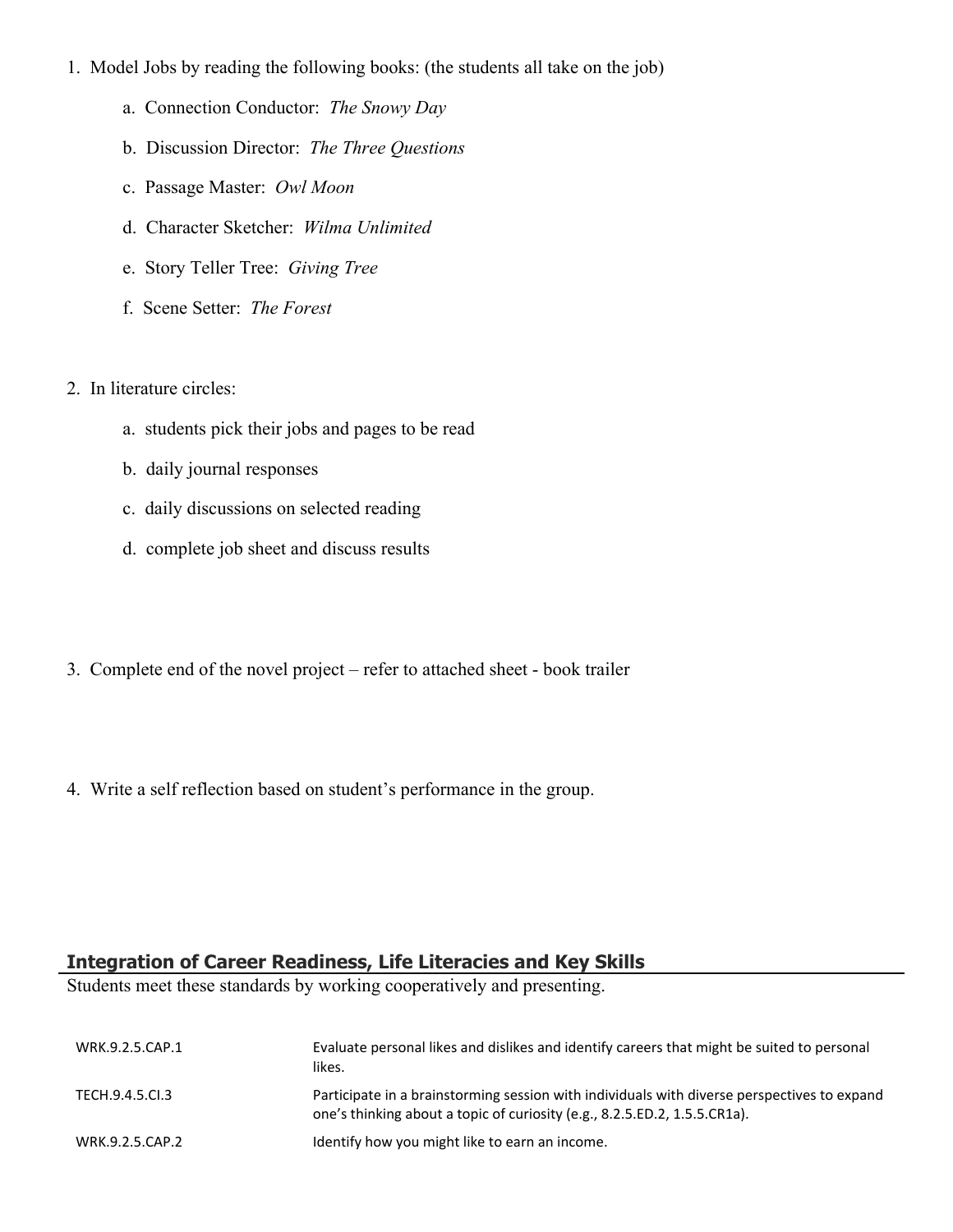1. Model Jobs by reading the following books: (the students all take on the job)
    a. Connection Conductor: *The Snowy Day*
    b. Discussion Director: *The Three Questions*
    c. Passage Master: *Owl Moon*
    d. Character Sketcher: *Wilma Unlimited*
    e. Story Teller Tree: *Giving Tree*
    f. Scene Setter: *The Forest*

2. In literature circles:
    a. students pick their jobs and pages to be read
    b. daily journal responses
    c. daily discussions on selected reading
    d. complete job sheet and discuss results

3. Complete end of the novel project – refer to attached sheet - book trailer

4. Write a self reflection based on student's performance in the group.

## Integration of Career Readiness, Life Literacies and Key Skills

Students meet these standards by working cooperatively and presenting.

| | |
|---|---|
| WRK.9.2.5.CAP.1 | Evaluate personal likes and dislikes and identify careers that might be suited to personal likes. |
| TECH.9.4.5.CI.3 | Participate in a brainstorming session with individuals with diverse perspectives to expand one's thinking about a topic of curiosity (e.g., 8.2.5.ED.2, 1.5.5.CR1a). |
| WRK.9.2.5.CAP.2 | Identify how you might like to earn an income. |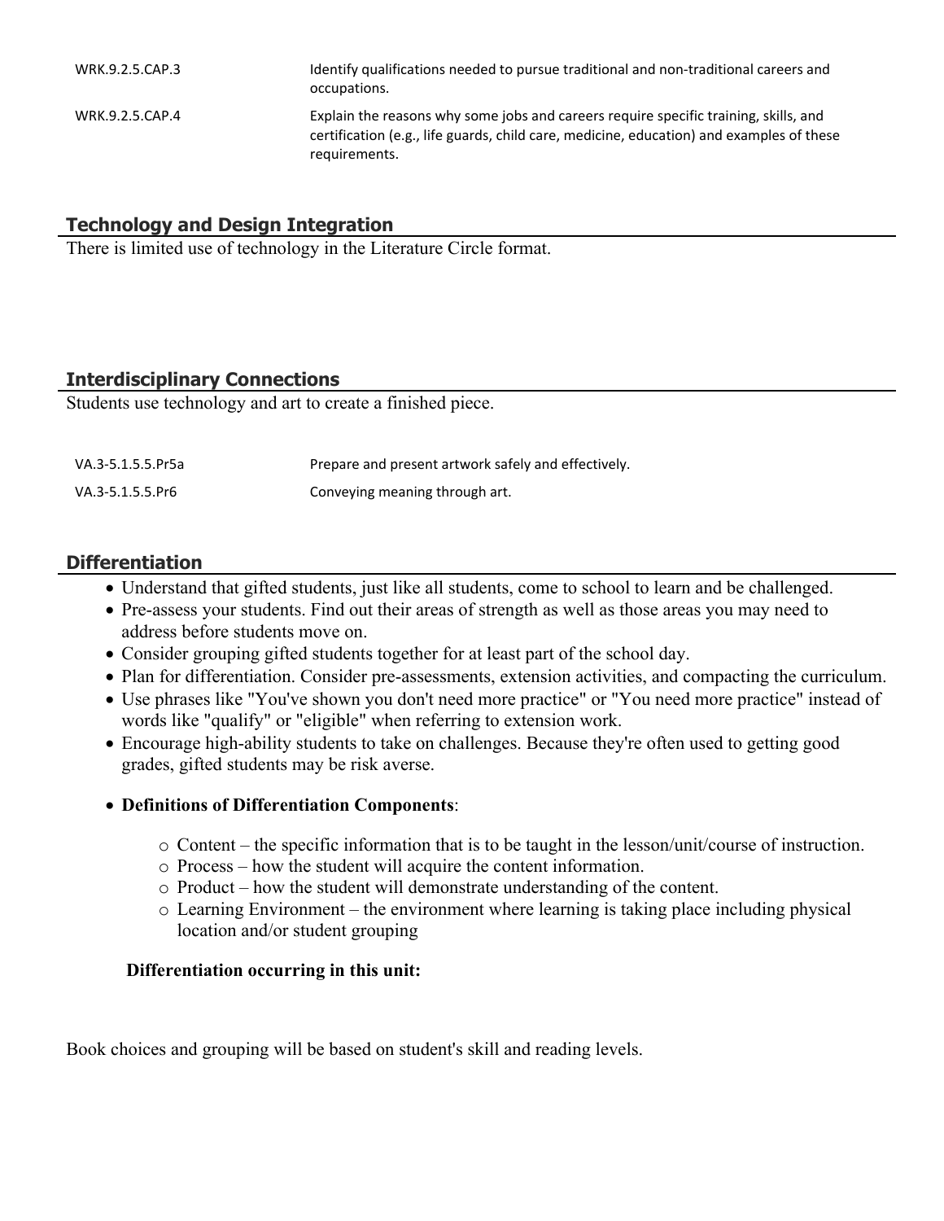| | |
|---|---|
| WRK.9.2.5.CAP.3 | Identify qualifications needed to pursue traditional and non-traditional careers and occupations. |
| WRK.9.2.5.CAP.4 | Explain the reasons why some jobs and careers require specific training, skills, and certification (e.g., life guards, child care, medicine, education) and examples of these requirements. |

## Technology and Design Integration

There is limited use of technology in the Literature Circle format.

## Interdisciplinary Connections

Students use technology and art to create a finished piece.

| | |
|---|---|
| VA.3-5.1.5.5.Pr5a | Prepare and present artwork safely and effectively. |
| VA.3-5.1.5.5.Pr6 | Conveying meaning through art. |

## Differentiation

- Understand that gifted students, just like all students, come to school to learn and be challenged.
- Pre-assess your students. Find out their areas of strength as well as those areas you may need to address before students move on.
- Consider grouping gifted students together for at least part of the school day.
- Plan for differentiation. Consider pre-assessments, extension activities, and compacting the curriculum.
- Use phrases like "You've shown you don't need more practice" or "You need more practice" instead of words like "qualify" or "eligible" when referring to extension work.
- Encourage high-ability students to take on challenges. Because they're often used to getting good grades, gifted students may be risk averse.
- **Definitions of Differentiation Components**:
  - Content – the specific information that is to be taught in the lesson/unit/course of instruction.
  - Process – how the student will acquire the content information.
  - Product – how the student will demonstrate understanding of the content.
  - Learning Environment – the environment where learning is taking place including physical location and/or student grouping

**Differentiation occurring in this unit:**

Book choices and grouping will be based on student's skill and reading levels.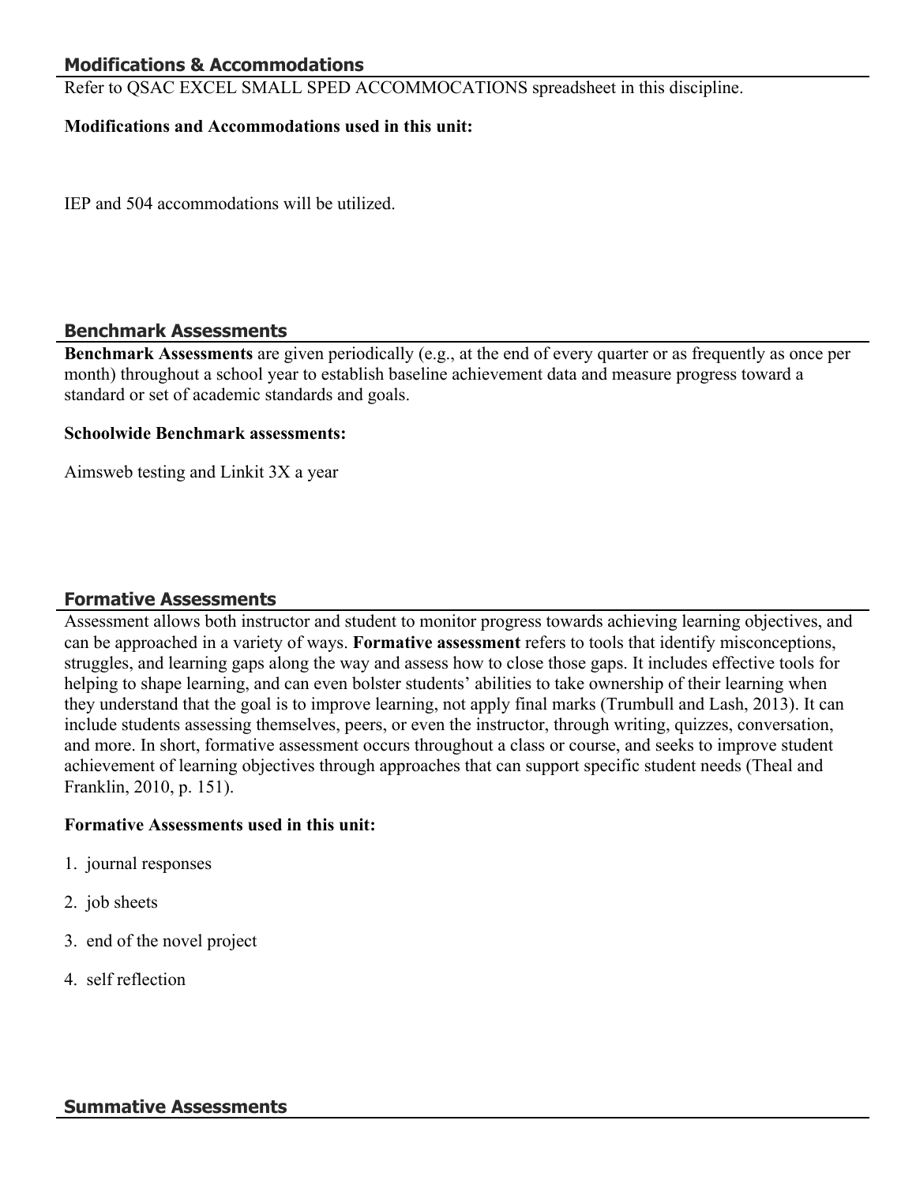## Modifications & Accommodations

Refer to QSAC EXCEL SMALL SPED ACCOMMOCATIONS spreadsheet in this discipline.

**Modifications and Accommodations used in this unit:**

IEP and 504 accommodations will be utilized.

## Benchmark Assessments

**Benchmark Assessments** are given periodically (e.g., at the end of every quarter or as frequently as once per month) throughout a school year to establish baseline achievement data and measure progress toward a standard or set of academic standards and goals.

**Schoolwide Benchmark assessments:**

Aimsweb testing and Linkit 3X a year

## Formative Assessments

Assessment allows both instructor and student to monitor progress towards achieving learning objectives, and can be approached in a variety of ways. **Formative assessment** refers to tools that identify misconceptions, struggles, and learning gaps along the way and assess how to close those gaps. It includes effective tools for helping to shape learning, and can even bolster students' abilities to take ownership of their learning when they understand that the goal is to improve learning, not apply final marks (Trumbull and Lash, 2013). It can include students assessing themselves, peers, or even the instructor, through writing, quizzes, conversation, and more. In short, formative assessment occurs throughout a class or course, and seeks to improve student achievement of learning objectives through approaches that can support specific student needs (Theal and Franklin, 2010, p. 151).

**Formative Assessments used in this unit:**

1. journal responses
2. job sheets
3. end of the novel project
4. self reflection

## Summative Assessments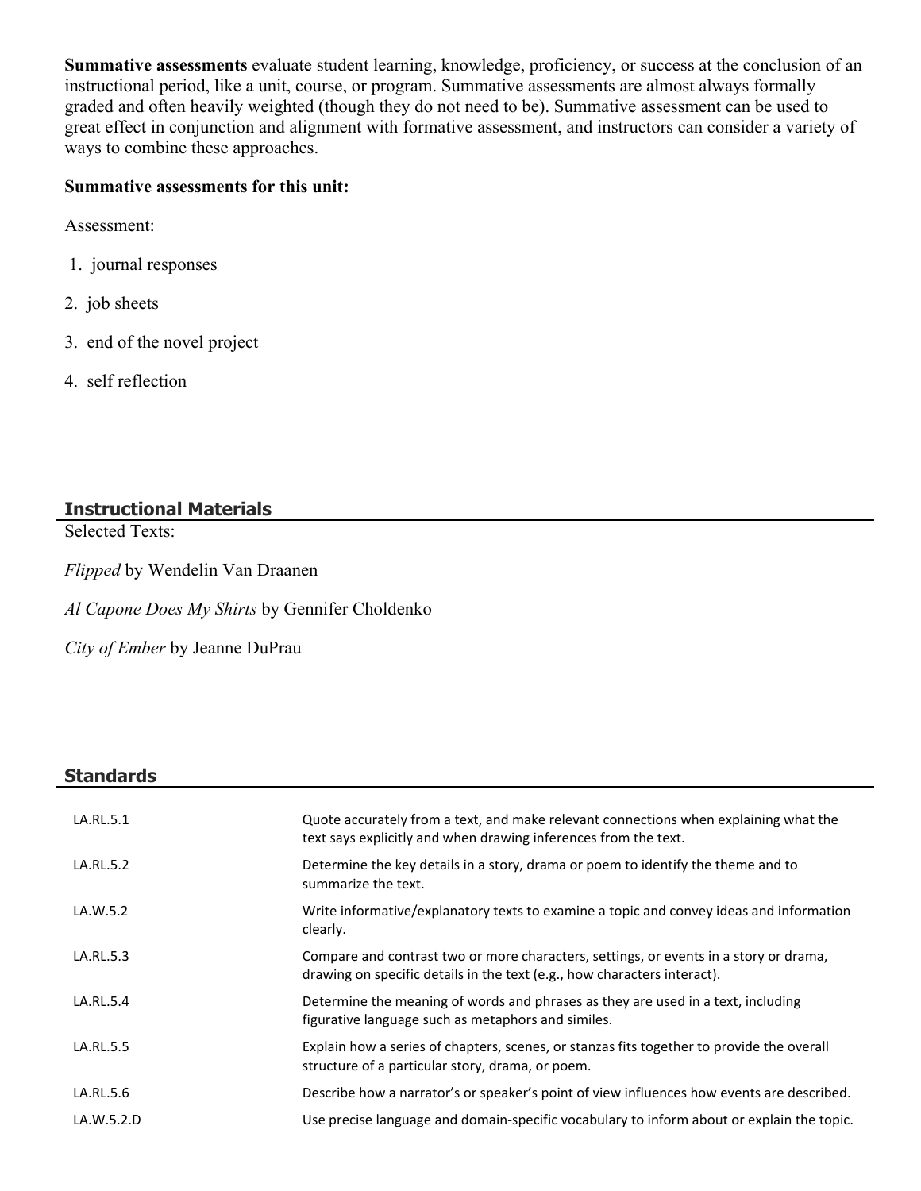**Summative assessments** evaluate student learning, knowledge, proficiency, or success at the conclusion of an instructional period, like a unit, course, or program. Summative assessments are almost always formally graded and often heavily weighted (though they do not need to be). Summative assessment can be used to great effect in conjunction and alignment with formative assessment, and instructors can consider a variety of ways to combine these approaches.

**Summative assessments for this unit:**

Assessment:

1. journal responses
2. job sheets
3. end of the novel project
4. self reflection

## Instructional Materials

Selected Texts:

*Flipped* by Wendelin Van Draanen

*Al Capone Does My Shirts* by Gennifer Choldenko

*City of Ember* by Jeanne DuPrau

## Standards

| | |
|---|---|
| LA.RL.5.1 | Quote accurately from a text, and make relevant connections when explaining what the text says explicitly and when drawing inferences from the text. |
| LA.RL.5.2 | Determine the key details in a story, drama or poem to identify the theme and to summarize the text. |
| LA.W.5.2 | Write informative/explanatory texts to examine a topic and convey ideas and information clearly. |
| LA.RL.5.3 | Compare and contrast two or more characters, settings, or events in a story or drama, drawing on specific details in the text (e.g., how characters interact). |
| LA.RL.5.4 | Determine the meaning of words and phrases as they are used in a text, including figurative language such as metaphors and similes. |
| LA.RL.5.5 | Explain how a series of chapters, scenes, or stanzas fits together to provide the overall structure of a particular story, drama, or poem. |
| LA.RL.5.6 | Describe how a narrator's or speaker's point of view influences how events are described. |
| LA.W.5.2.D | Use precise language and domain-specific vocabulary to inform about or explain the topic. |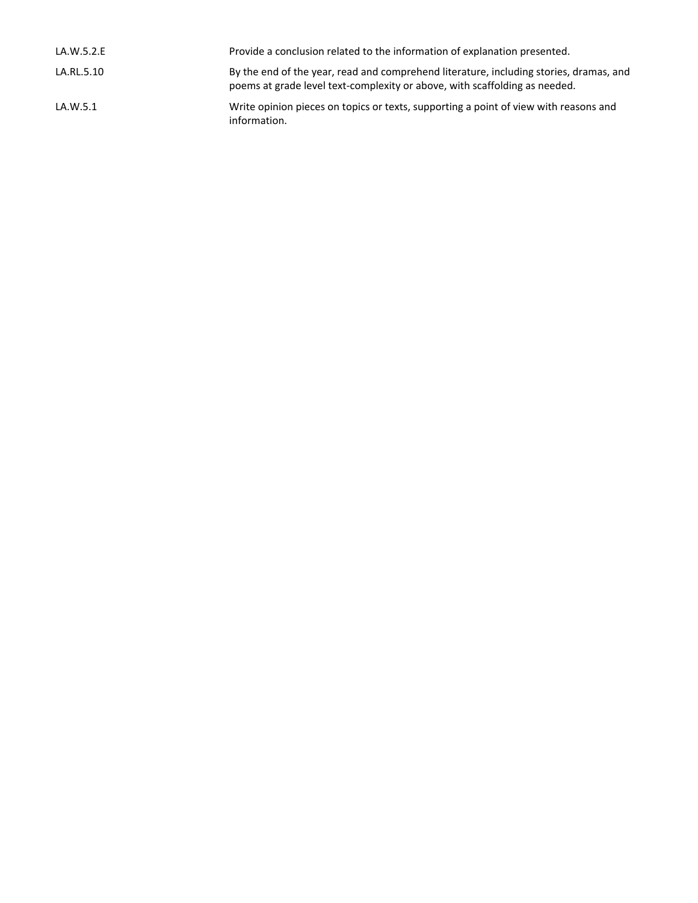| | |
|---|---|
| LA.W.5.2.E | Provide a conclusion related to the information of explanation presented. |
| LA.RL.5.10 | By the end of the year, read and comprehend literature, including stories, dramas, and poems at grade level text-complexity or above, with scaffolding as needed. |
| LA.W.5.1 | Write opinion pieces on topics or texts, supporting a point of view with reasons and information. |